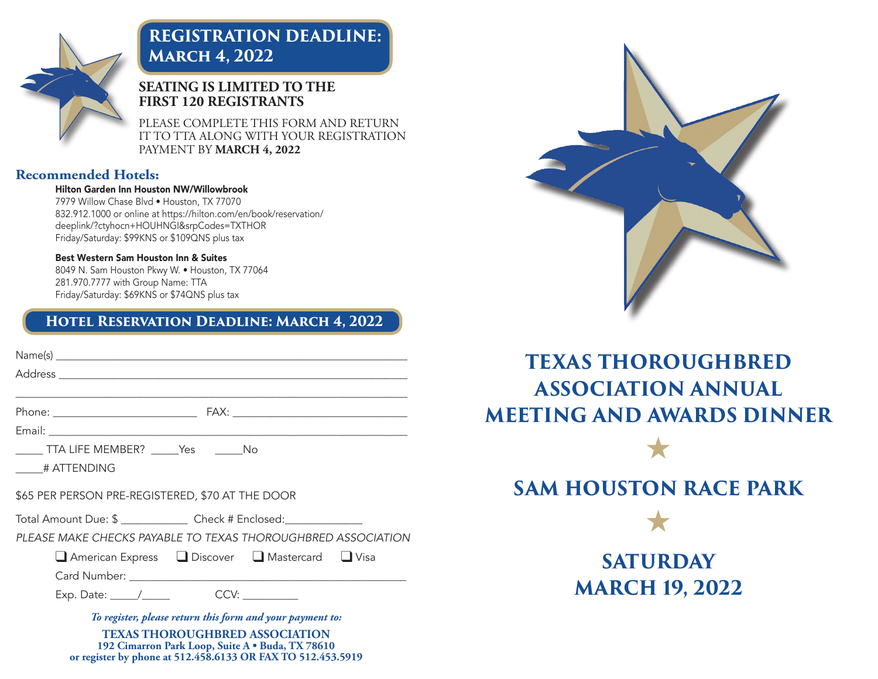## REGISTRATION DEADLINE: MARCH 4, 2022

**SEATING IS LIMITED TO THE FIRST 120 REGISTRANTS**

PLEASE COMPLETE THIS FORM AND RETURN IT TO TTA ALONG WITH YOUR REGISTRATION PAYMENT BY **MARCH 4, 2022**

### Recommended Hotels:

**Hilton Garden Inn Houston NW/Willowbrook**
7979 Willow Chase Blvd • Houston, TX 77070
832.912.1000 or online at https://hilton.com/en/book/reservation/deeplink/?ctyhocn+HOUHNGI&srpCodes=TXTHOR
Friday/Saturday: $99KNS or $109QNS plus tax

**Best Western Sam Houston Inn & Suites**
8049 N. Sam Houston Pkwy W. • Houston, TX 77064
281.970.7777 with Group Name: TTA
Friday/Saturday: $69KNS or $74QNS plus tax

## HOTEL RESERVATION DEADLINE: MARCH 4, 2022

Name(s) ______________________________________________

Address ______________________________________________

______________________________________________

Phone: ____________________ FAX: ______________________

Email: ______________________________________________

_____ TTA LIFE MEMBER? _____Yes _____No

_____# ATTENDING

$65 PER PERSON PRE-REGISTERED, $70 AT THE DOOR

Total Amount Due: $ ___________ Check # Enclosed:_____________

*PLEASE MAKE CHECKS PAYABLE TO TEXAS THOROUGHBRED ASSOCIATION*

❑ American Express ❑ Discover ❑ Mastercard ❑ Visa

Card Number: ______________________________________

Exp. Date: _____/_____ CCV: _________

*To register, please return this form and your payment to:*

**TEXAS THOROUGHBRED ASSOCIATION**
**192 Cimarron Park Loop, Suite A • Buda, TX 78610**
**or register by phone at 512.458.6133 OR FAX TO 512.453.5919**

# TEXAS THOROUGHBRED ASSOCIATION ANNUAL MEETING AND AWARDS DINNER

★

## SAM HOUSTON RACE PARK

★

## SATURDAY MARCH 19, 2022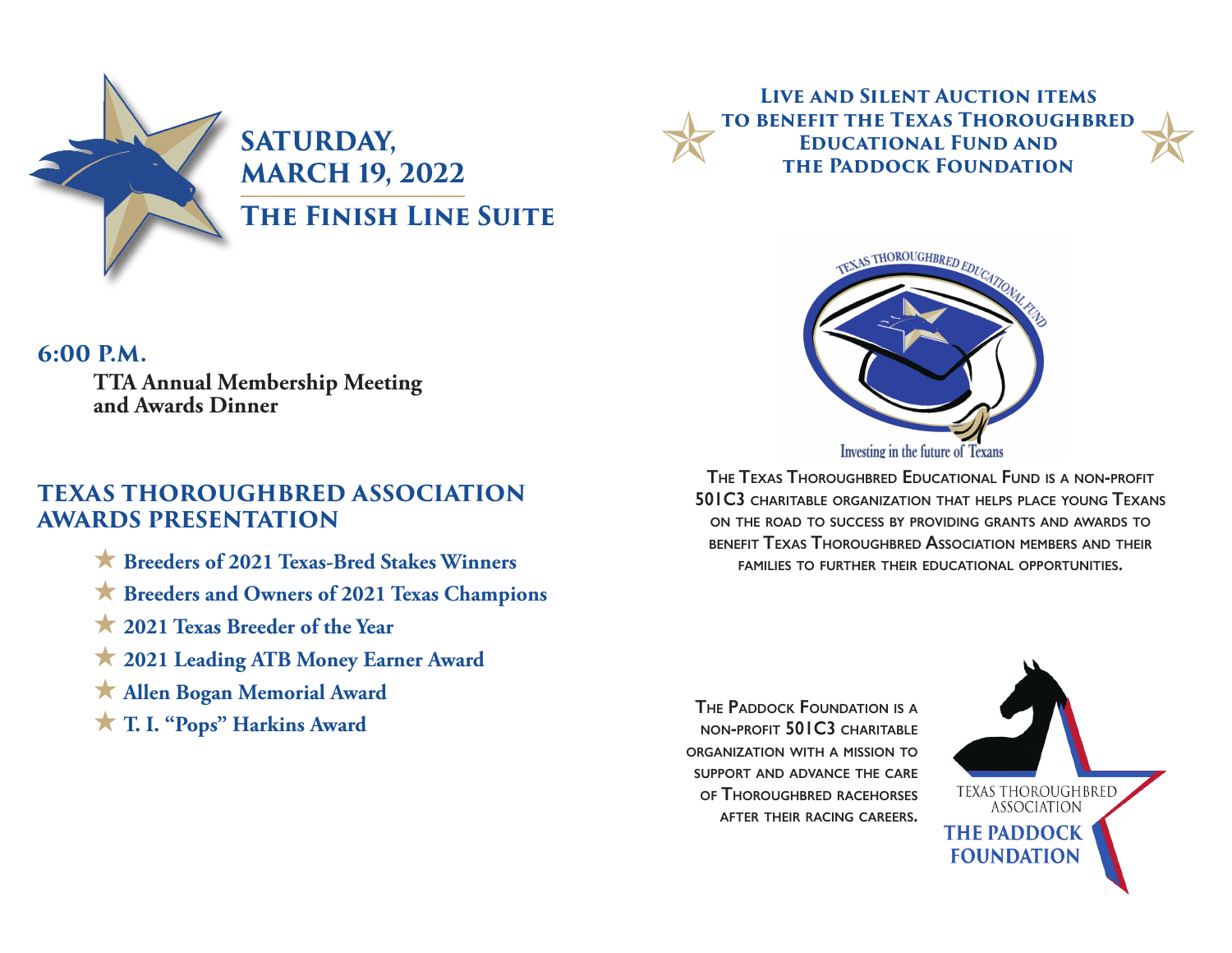## Saturday, March 19, 2022

## The Finish Line Suite

**6:00 P.M.**

**TTA Annual Membership Meeting and Awards Dinner**

## Texas Thoroughbred Association Awards Presentation

- ★ Breeders of 2021 Texas-Bred Stakes Winners
- ★ Breeders and Owners of 2021 Texas Champions
- ★ 2021 Texas Breeder of the Year
- ★ 2021 Leading ATB Money Earner Award
- ★ Allen Bogan Memorial Award
- ★ T. I. "Pops" Harkins Award

## Live and Silent Auction items to benefit the Texas Thoroughbred Educational Fund and the Paddock Foundation

Texas Thoroughbred Educational Fund

Investing in the future of Texans

The Texas Thoroughbred Educational Fund is a non-profit 501C3 charitable organization that helps place young Texans on the road to success by providing grants and awards to benefit Texas Thoroughbred Association members and their families to further their educational opportunities.

The Paddock Foundation is a non-profit 501C3 charitable organization with a mission to support and advance the care of Thoroughbred racehorses after their racing careers.

Texas Thoroughbred Association

The Paddock Foundation